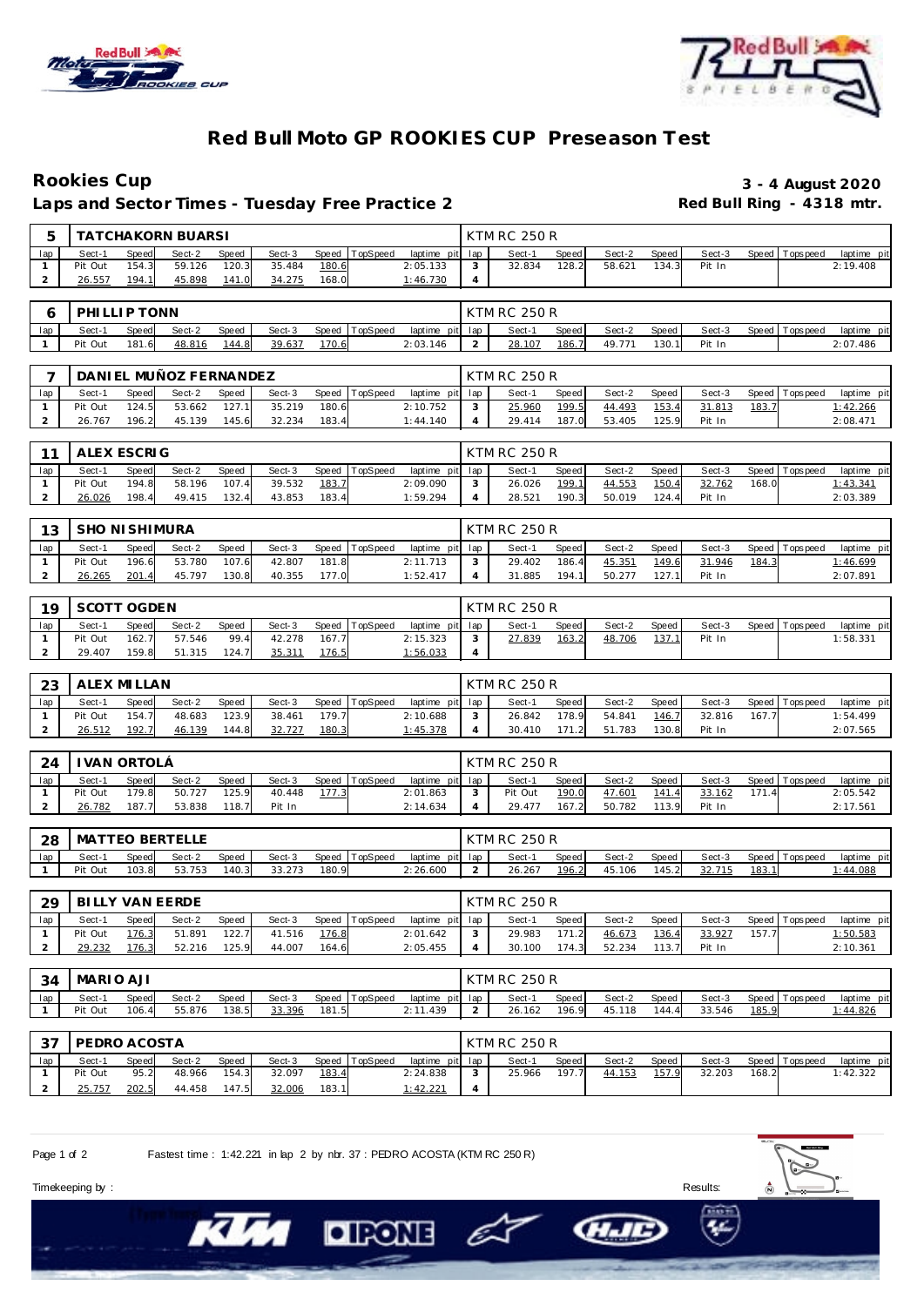# Red Bull Moto GP ROOKIES CUP Preseason Test

## Rookies Cup

**3 - 4 August 2020**

**Laps and Sector Times - Tuesday Free Practice 2**

**Red Bull Ring - 4318 mtr.**

### 5 TATCHAKORN BUARSI — KTM RC 250 R

| lap | Sect-1 | Speed | Sect-2 | Speed | Sect-3 | Speed | TopSpeed | laptime pit | lap | Sect-1 | Speed | Sect-2 | Speed | Sect-3 | Speed | Topspeed | laptime pit |
|---|---|---|---|---|---|---|---|---|---|---|---|---|---|---|---|---|---|
| 1 | Pit Out | 154.3 | 59.126 | 120.3 | 35.484 | 180.6 | | 2:05.133 | 3 | 32.834 | 128.2 | 58.621 | 134.3 | Pit In | | | 2:19.408 |
| 2 | 26.557 | 194.1 | 45.898 | 141.0 | 34.275 | 168.0 | | 1:46.730 | 4 | | | | | | | | |

### 6 PHILLIP TONN — KTM RC 250 R

| lap | Sect-1 | Speed | Sect-2 | Speed | Sect-3 | Speed | TopSpeed | laptime pit | lap | Sect-1 | Speed | Sect-2 | Speed | Sect-3 | Speed | Topspeed | laptime pit |
|---|---|---|---|---|---|---|---|---|---|---|---|---|---|---|---|---|---|
| 1 | Pit Out | 181.6 | 48.816 | 144.8 | 39.637 | 170.6 | | 2:03.146 | 2 | 28.107 | 186.7 | 49.771 | 130.1 | Pit In | | | 2:07.486 |

### 7 DANIEL MUÑOZ FERNANDEZ — KTM RC 250 R

| lap | Sect-1 | Speed | Sect-2 | Speed | Sect-3 | Speed | TopSpeed | laptime pit | lap | Sect-1 | Speed | Sect-2 | Speed | Sect-3 | Speed | Topspeed | laptime pit |
|---|---|---|---|---|---|---|---|---|---|---|---|---|---|---|---|---|---|
| 1 | Pit Out | 124.5 | 53.662 | 127.1 | 35.219 | 180.6 | | 2:10.752 | 3 | 25.960 | 199.5 | 44.493 | 153.4 | 31.813 | 183.7 | | 1:42.266 |
| 2 | 26.767 | 196.2 | 45.139 | 145.6 | 32.234 | 183.4 | | 1:44.140 | 4 | 29.414 | 187.0 | 53.405 | 125.9 | Pit In | | | 2:08.471 |

### 11 ALEX ESCRIG — KTM RC 250 R

| lap | Sect-1 | Speed | Sect-2 | Speed | Sect-3 | Speed | TopSpeed | laptime pit | lap | Sect-1 | Speed | Sect-2 | Speed | Sect-3 | Speed | Topspeed | laptime pit |
|---|---|---|---|---|---|---|---|---|---|---|---|---|---|---|---|---|---|
| 1 | Pit Out | 194.8 | 58.196 | 107.4 | 39.532 | 183.7 | | 2:09.090 | 3 | 26.026 | 199.1 | 44.553 | 150.4 | 32.762 | 168.0 | | 1:43.341 |
| 2 | 26.026 | 198.4 | 49.415 | 132.4 | 43.853 | 183.4 | | 1:59.294 | 4 | 28.521 | 190.3 | 50.019 | 124.4 | Pit In | | | 2:03.389 |

### 13 SHO NISHIMURA — KTM RC 250 R

| lap | Sect-1 | Speed | Sect-2 | Speed | Sect-3 | Speed | TopSpeed | laptime pit | lap | Sect-1 | Speed | Sect-2 | Speed | Sect-3 | Speed | Topspeed | laptime pit |
|---|---|---|---|---|---|---|---|---|---|---|---|---|---|---|---|---|---|
| 1 | Pit Out | 196.6 | 53.780 | 107.6 | 42.807 | 181.8 | | 2:11.713 | 3 | 29.402 | 186.4 | 45.351 | 149.6 | 31.946 | 184.3 | | 1:46.699 |
| 2 | 26.265 | 201.4 | 45.797 | 130.8 | 40.355 | 177.0 | | 1:52.417 | 4 | 31.885 | 194.1 | 50.277 | 127.1 | Pit In | | | 2:07.891 |

### 19 SCOTT OGDEN — KTM RC 250 R

| lap | Sect-1 | Speed | Sect-2 | Speed | Sect-3 | Speed | TopSpeed | laptime pit | lap | Sect-1 | Speed | Sect-2 | Speed | Sect-3 | Speed | Topspeed | laptime pit |
|---|---|---|---|---|---|---|---|---|---|---|---|---|---|---|---|---|---|
| 1 | Pit Out | 162.7 | 57.546 | 99.4 | 42.278 | 167.7 | | 2:15.323 | 3 | 27.839 | 163.2 | 48.706 | 137.1 | Pit In | | | 1:58.331 |
| 2 | 29.407 | 159.8 | 51.315 | 124.7 | 35.311 | 176.5 | | 1:56.033 | 4 | | | | | | | | |

### 23 ALEX MILLAN — KTM RC 250 R

| lap | Sect-1 | Speed | Sect-2 | Speed | Sect-3 | Speed | TopSpeed | laptime pit | lap | Sect-1 | Speed | Sect-2 | Speed | Sect-3 | Speed | Topspeed | laptime pit |
|---|---|---|---|---|---|---|---|---|---|---|---|---|---|---|---|---|---|
| 1 | Pit Out | 154.7 | 48.683 | 123.9 | 38.461 | 179.7 | | 2:10.688 | 3 | 26.842 | 178.9 | 54.841 | 146.7 | 32.816 | 167.7 | | 1:54.499 |
| 2 | 26.512 | 192.7 | 46.139 | 144.8 | 32.727 | 180.3 | | 1:45.378 | 4 | 30.410 | 171.2 | 51.783 | 130.8 | Pit In | | | 2:07.565 |

### 24 IVAN ORTOLÁ — KTM RC 250 R

| lap | Sect-1 | Speed | Sect-2 | Speed | Sect-3 | Speed | TopSpeed | laptime pit | lap | Sect-1 | Speed | Sect-2 | Speed | Sect-3 | Speed | Topspeed | laptime pit |
|---|---|---|---|---|---|---|---|---|---|---|---|---|---|---|---|---|---|
| 1 | Pit Out | 179.8 | 50.727 | 125.9 | 40.448 | 177.3 | | 2:01.863 | 3 | Pit Out | 190.0 | 47.601 | 141.4 | 33.162 | 171.4 | | 2:05.542 |
| 2 | 26.782 | 187.7 | 53.838 | 118.7 | Pit In | | | 2:14.634 | 4 | 29.477 | 167.2 | 50.782 | 113.9 | Pit In | | | 2:17.561 |

### 28 MATTEO BERTELLE — KTM RC 250 R

| lap | Sect-1 | Speed | Sect-2 | Speed | Sect-3 | Speed | TopSpeed | laptime pit | lap | Sect-1 | Speed | Sect-2 | Speed | Sect-3 | Speed | Topspeed | laptime pit |
|---|---|---|---|---|---|---|---|---|---|---|---|---|---|---|---|---|---|
| 1 | Pit Out | 103.8 | 53.753 | 140.3 | 33.273 | 180.9 | | 2:26.600 | 2 | 26.267 | 196.2 | 45.106 | 145.2 | 32.715 | 183.1 | | 1:44.088 |

### 29 BILLY VAN EERDE — KTM RC 250 R

| lap | Sect-1 | Speed | Sect-2 | Speed | Sect-3 | Speed | TopSpeed | laptime pit | lap | Sect-1 | Speed | Sect-2 | Speed | Sect-3 | Speed | Topspeed | laptime pit |
|---|---|---|---|---|---|---|---|---|---|---|---|---|---|---|---|---|---|
| 1 | Pit Out | 176.3 | 51.891 | 122.7 | 41.516 | 176.8 | | 2:01.642 | 3 | 29.983 | 171.2 | 46.673 | 136.4 | 33.927 | 157.7 | | 1:50.583 |
| 2 | 29.232 | 176.3 | 52.216 | 125.9 | 44.007 | 164.6 | | 2:05.455 | 4 | 30.100 | 174.3 | 52.234 | 113.7 | Pit In | | | 2:10.361 |

### 34 MARIO AJI — KTM RC 250 R

| lap | Sect-1 | Speed | Sect-2 | Speed | Sect-3 | Speed | TopSpeed | laptime pit | lap | Sect-1 | Speed | Sect-2 | Speed | Sect-3 | Speed | Topspeed | laptime pit |
|---|---|---|---|---|---|---|---|---|---|---|---|---|---|---|---|---|---|
| 1 | Pit Out | 106.4 | 55.876 | 138.5 | 33.396 | 181.5 | | 2:11.439 | 2 | 26.162 | 196.9 | 45.118 | 144.4 | 33.546 | 185.9 | | 1:44.826 |

### 37 PEDRO ACOSTA — KTM RC 250 R

| lap | Sect-1 | Speed | Sect-2 | Speed | Sect-3 | Speed | TopSpeed | laptime pit | lap | Sect-1 | Speed | Sect-2 | Speed | Sect-3 | Speed | Topspeed | laptime pit |
|---|---|---|---|---|---|---|---|---|---|---|---|---|---|---|---|---|---|
| 1 | Pit Out | 95.2 | 48.966 | 154.3 | 32.097 | 183.4 | | 2:24.838 | 3 | 25.966 | 197.7 | 44.153 | 157.9 | 32.203 | 168.2 | | 1:42.322 |
| 2 | 25.757 | 202.5 | 44.458 | 147.5 | 32.006 | 183.1 | | 1:42.221 | 4 | | | | | | | | |

Fastest time : 1:42.221 in lap 2 by nbr. 37 : PEDRO ACOSTA (KTM RC 250 R)

Timekeeping by :

Results: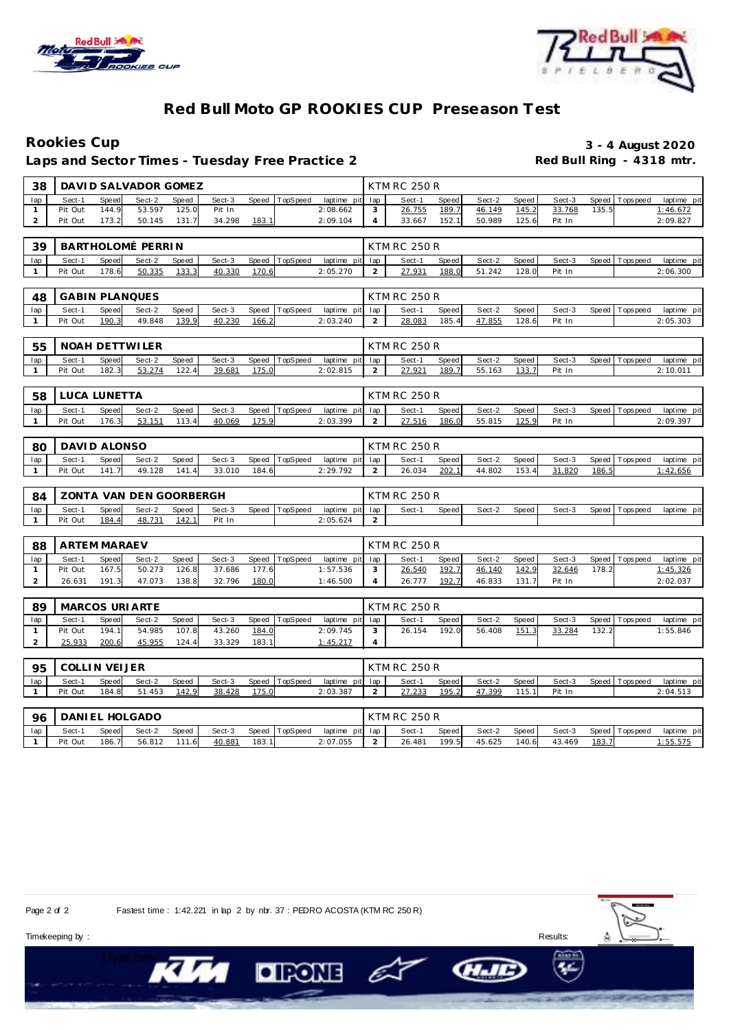# Red Bull Moto GP ROOKIES CUP Preseason Test

## Rookies Cup

**3 - 4 August 2020**

**Laps and Sector Times - Tuesday Free Practice 2**

**Red Bull Ring - 4318 mtr.**

| 38 | DAVID SALVADOR GOMEZ | | | | | | | | KTM RC 250 R | | | | | | | | |
|---|---|---|---|---|---|---|---|---|---|---|---|---|---|---|---|---|---|
| lap | Sect-1 | Speed | Sect-2 | Speed | Sect-3 | Speed | TopSpeed | laptime pit | lap | Sect-1 | Speed | Sect-2 | Speed | Sect-3 | Speed | Topspeed | laptime pit |
| 1 | Pit Out | 144.9 | 53.597 | 125.0 | Pit In | | | 2:08.662 | 3 | 26.755 | 189.7 | 46.149 | 145.2 | 33.768 | 135.5 | | 1:46.672 |
| 2 | Pit Out | 173.2 | 50.145 | 131.7 | 34.298 | 183.1 | | 2:09.104 | 4 | 33.667 | 152.1 | 50.989 | 125.6 | Pit In | | | 2:09.827 |

| 39 | BARTHOLOMÉ PERRIN | | | | | | | | KTM RC 250 R | | | | | | | | |
|---|---|---|---|---|---|---|---|---|---|---|---|---|---|---|---|---|---|
| lap | Sect-1 | Speed | Sect-2 | Speed | Sect-3 | Speed | TopSpeed | laptime pit | lap | Sect-1 | Speed | Sect-2 | Speed | Sect-3 | Speed | Topspeed | laptime pit |
| 1 | Pit Out | 178.6 | 50.335 | 133.3 | 40.330 | 170.6 | | 2:05.270 | 2 | 27.931 | 188.0 | 51.242 | 128.0 | Pit In | | | 2:06.300 |

| 48 | GABIN PLANQUES | | | | | | | | KTM RC 250 R | | | | | | | | |
|---|---|---|---|---|---|---|---|---|---|---|---|---|---|---|---|---|---|
| lap | Sect-1 | Speed | Sect-2 | Speed | Sect-3 | Speed | TopSpeed | laptime pit | lap | Sect-1 | Speed | Sect-2 | Speed | Sect-3 | Speed | Topspeed | laptime pit |
| 1 | Pit Out | 190.3 | 49.848 | 139.9 | 40.230 | 166.2 | | 2:03.240 | 2 | 28.083 | 185.4 | 47.855 | 128.6 | Pit In | | | 2:05.303 |

| 55 | NOAH DETTWILER | | | | | | | | KTM RC 250 R | | | | | | | | |
|---|---|---|---|---|---|---|---|---|---|---|---|---|---|---|---|---|---|
| lap | Sect-1 | Speed | Sect-2 | Speed | Sect-3 | Speed | TopSpeed | laptime pit | lap | Sect-1 | Speed | Sect-2 | Speed | Sect-3 | Speed | Topspeed | laptime pit |
| 1 | Pit Out | 182.3 | 53.274 | 122.4 | 39.681 | 175.0 | | 2:02.815 | 2 | 27.921 | 189.7 | 55.163 | 133.7 | Pit In | | | 2:10.011 |

| 58 | LUCA LUNETTA | | | | | | | | KTM RC 250 R | | | | | | | | |
|---|---|---|---|---|---|---|---|---|---|---|---|---|---|---|---|---|---|
| lap | Sect-1 | Speed | Sect-2 | Speed | Sect-3 | Speed | TopSpeed | laptime pit | lap | Sect-1 | Speed | Sect-2 | Speed | Sect-3 | Speed | Topspeed | laptime pit |
| 1 | Pit Out | 176.3 | 53.151 | 113.4 | 40.069 | 175.9 | | 2:03.399 | 2 | 27.516 | 186.0 | 55.815 | 125.9 | Pit In | | | 2:09.397 |

| 80 | DAVID ALONSO | | | | | | | | KTM RC 250 R | | | | | | | | |
|---|---|---|---|---|---|---|---|---|---|---|---|---|---|---|---|---|---|
| lap | Sect-1 | Speed | Sect-2 | Speed | Sect-3 | Speed | TopSpeed | laptime pit | lap | Sect-1 | Speed | Sect-2 | Speed | Sect-3 | Speed | Topspeed | laptime pit |
| 1 | Pit Out | 141.7 | 49.128 | 141.4 | 33.010 | 184.6 | | 2:29.792 | 2 | 26.034 | 202.1 | 44.802 | 153.4 | 31.820 | 186.5 | | 1:42.656 |

| 84 | ZONTA VAN DEN GOORBERGH | | | | | | | | KTM RC 250 R | | | | | | | | |
|---|---|---|---|---|---|---|---|---|---|---|---|---|---|---|---|---|---|
| lap | Sect-1 | Speed | Sect-2 | Speed | Sect-3 | Speed | TopSpeed | laptime pit | lap | Sect-1 | Speed | Sect-2 | Speed | Sect-3 | Speed | Topspeed | laptime pit |
| 1 | Pit Out | 184.4 | 48.731 | 142.1 | Pit In | | | 2:05.624 | 2 | | | | | | | | |

| 88 | ARTEM MARAEV | | | | | | | | KTM RC 250 R | | | | | | | | |
|---|---|---|---|---|---|---|---|---|---|---|---|---|---|---|---|---|---|
| lap | Sect-1 | Speed | Sect-2 | Speed | Sect-3 | Speed | TopSpeed | laptime pit | lap | Sect-1 | Speed | Sect-2 | Speed | Sect-3 | Speed | Topspeed | laptime pit |
| 1 | Pit Out | 167.5 | 50.273 | 126.8 | 37.686 | 177.6 | | 1:57.536 | 3 | 26.540 | 192.7 | 46.140 | 142.9 | 32.646 | 178.2 | | 1:45.326 |
| 2 | 26.631 | 191.3 | 47.073 | 138.8 | 32.796 | 180.0 | | 1:46.500 | 4 | 26.777 | 192.7 | 46.833 | 131.7 | Pit In | | | 2:02.037 |

| 89 | MARCOS URIARTE | | | | | | | | KTM RC 250 R | | | | | | | | |
|---|---|---|---|---|---|---|---|---|---|---|---|---|---|---|---|---|---|
| lap | Sect-1 | Speed | Sect-2 | Speed | Sect-3 | Speed | TopSpeed | laptime pit | lap | Sect-1 | Speed | Sect-2 | Speed | Sect-3 | Speed | Topspeed | laptime pit |
| 1 | Pit Out | 194.1 | 54.985 | 107.8 | 43.260 | 184.0 | | 2:09.745 | 3 | 26.154 | 192.0 | 56.408 | 151.3 | 33.284 | 132.2 | | 1:55.846 |
| 2 | 25.933 | 200.6 | 45.955 | 124.4 | 33.329 | 183.1 | | 1:45.217 | 4 | | | | | | | | |

| 95 | COLLIN VEIJER | | | | | | | | KTM RC 250 R | | | | | | | | |
|---|---|---|---|---|---|---|---|---|---|---|---|---|---|---|---|---|---|
| lap | Sect-1 | Speed | Sect-2 | Speed | Sect-3 | Speed | TopSpeed | laptime pit | lap | Sect-1 | Speed | Sect-2 | Speed | Sect-3 | Speed | Topspeed | laptime pit |
| 1 | Pit Out | 184.8 | 51.453 | 142.9 | 38.428 | 175.0 | | 2:03.387 | 2 | 27.233 | 195.2 | 47.399 | 115.1 | Pit In | | | 2:04.513 |

| 96 | DANIEL HOLGADO | | | | | | | | KTM RC 250 R | | | | | | | | |
|---|---|---|---|---|---|---|---|---|---|---|---|---|---|---|---|---|---|
| lap | Sect-1 | Speed | Sect-2 | Speed | Sect-3 | Speed | TopSpeed | laptime pit | lap | Sect-1 | Speed | Sect-2 | Speed | Sect-3 | Speed | Topspeed | laptime pit |
| 1 | Pit Out | 186.7 | 56.812 | 111.6 | 40.881 | 183.1 | | 2:07.055 | 2 | 26.481 | 199.5 | 45.625 | 140.6 | 43.469 | 183.7 | | 1:55.575 |

Fastest time : 1:42.221 in lap 2 by nbr. 37 : PEDRO ACOSTA (KTM RC 250 R)

Timekeeping by :

Results: